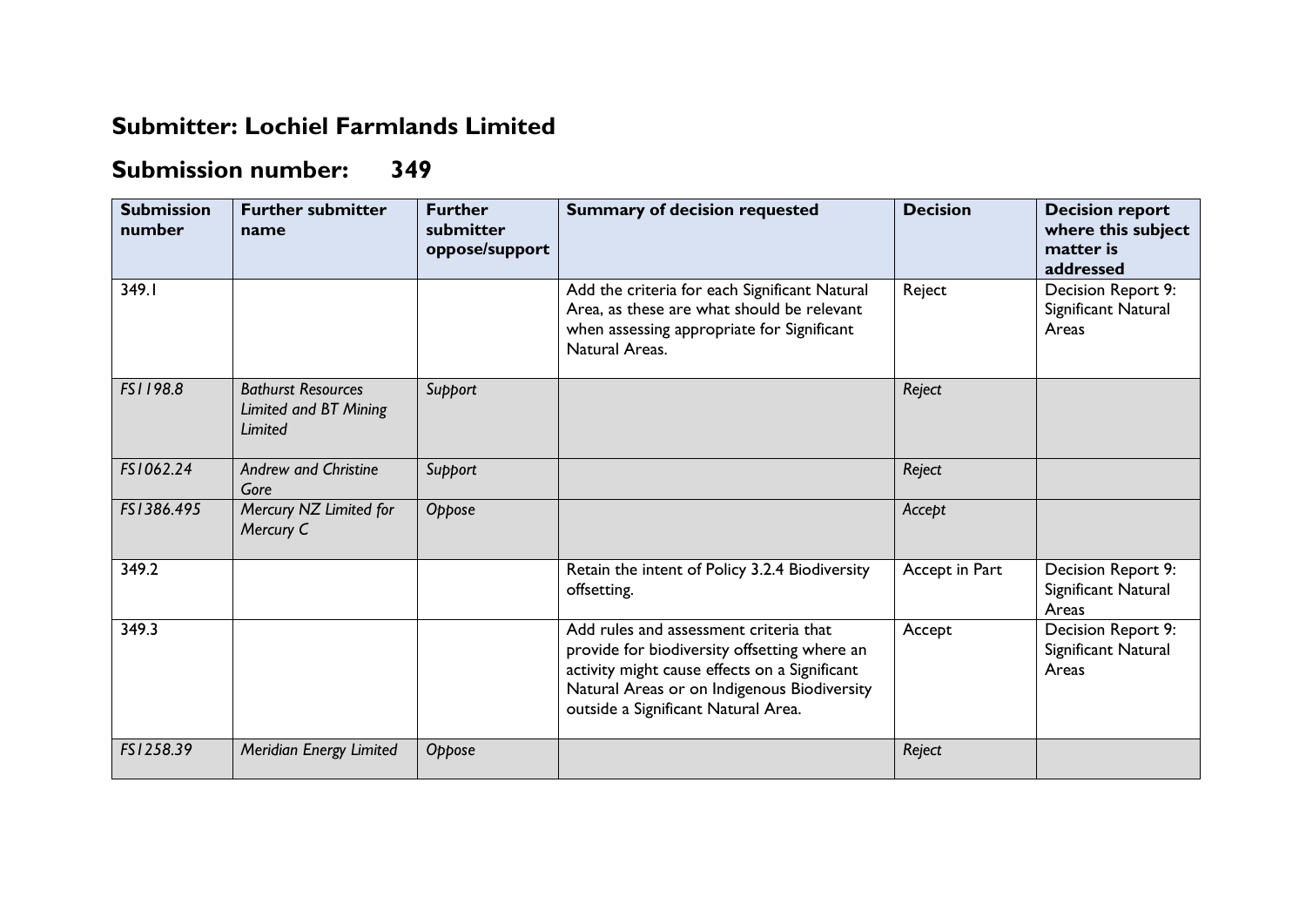## Submitter: Lochiel Farmlands Limited

## Submission number: 349

| Submission number | Further submitter name | Further submitter oppose/support | Summary of decision requested | Decision | Decision report where this subject matter is addressed |
|---|---|---|---|---|---|
| 349.1 | | | Add the criteria for each Significant Natural Area, as these are what should be relevant when assessing appropriate for Significant Natural Areas. | Reject | Decision Report 9: Significant Natural Areas |
| *FS1198.8* | *Bathurst Resources Limited and BT Mining Limited* | *Support* | | *Reject* | |
| *FS1062.24* | *Andrew and Christine Gore* | *Support* | | *Reject* | |
| *FS1386.495* | *Mercury NZ Limited for Mercury C* | *Oppose* | | *Accept* | |
| 349.2 | | | Retain the intent of Policy 3.2.4 Biodiversity offsetting. | Accept in Part | Decision Report 9: Significant Natural Areas |
| 349.3 | | | Add rules and assessment criteria that provide for biodiversity offsetting where an activity might cause effects on a Significant Natural Areas or on Indigenous Biodiversity outside a Significant Natural Area. | Accept | Decision Report 9: Significant Natural Areas |
| *FS1258.39* | *Meridian Energy Limited* | *Oppose* | | *Reject* | |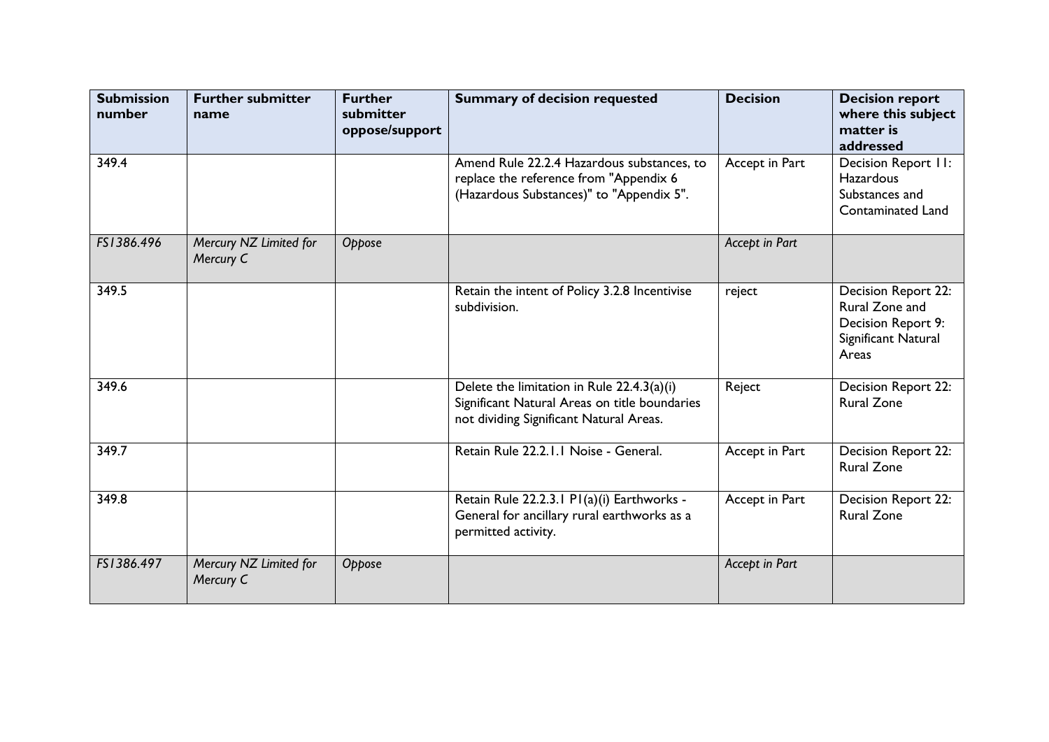| Submission number | Further submitter name | Further submitter oppose/support | Summary of decision requested | Decision | Decision report where this subject matter is addressed |
|---|---|---|---|---|---|
| 349.4 | | | Amend Rule 22.2.4 Hazardous substances, to replace the reference from "Appendix 6 (Hazardous Substances)" to "Appendix 5". | Accept in Part | Decision Report 11: Hazardous Substances and Contaminated Land |
| *FS1386.496* | *Mercury NZ Limited for Mercury C* | *Oppose* | | *Accept in Part* | |
| 349.5 | | | Retain the intent of Policy 3.2.8 Incentivise subdivision. | reject | Decision Report 22: Rural Zone and Decision Report 9: Significant Natural Areas |
| 349.6 | | | Delete the limitation in Rule 22.4.3(a)(i) Significant Natural Areas on title boundaries not dividing Significant Natural Areas. | Reject | Decision Report 22: Rural Zone |
| 349.7 | | | Retain Rule 22.2.1.1 Noise - General. | Accept in Part | Decision Report 22: Rural Zone |
| 349.8 | | | Retain Rule 22.2.3.1 P1(a)(i) Earthworks - General for ancillary rural earthworks as a permitted activity. | Accept in Part | Decision Report 22: Rural Zone |
| *FS1386.497* | *Mercury NZ Limited for Mercury C* | *Oppose* | | *Accept in Part* | |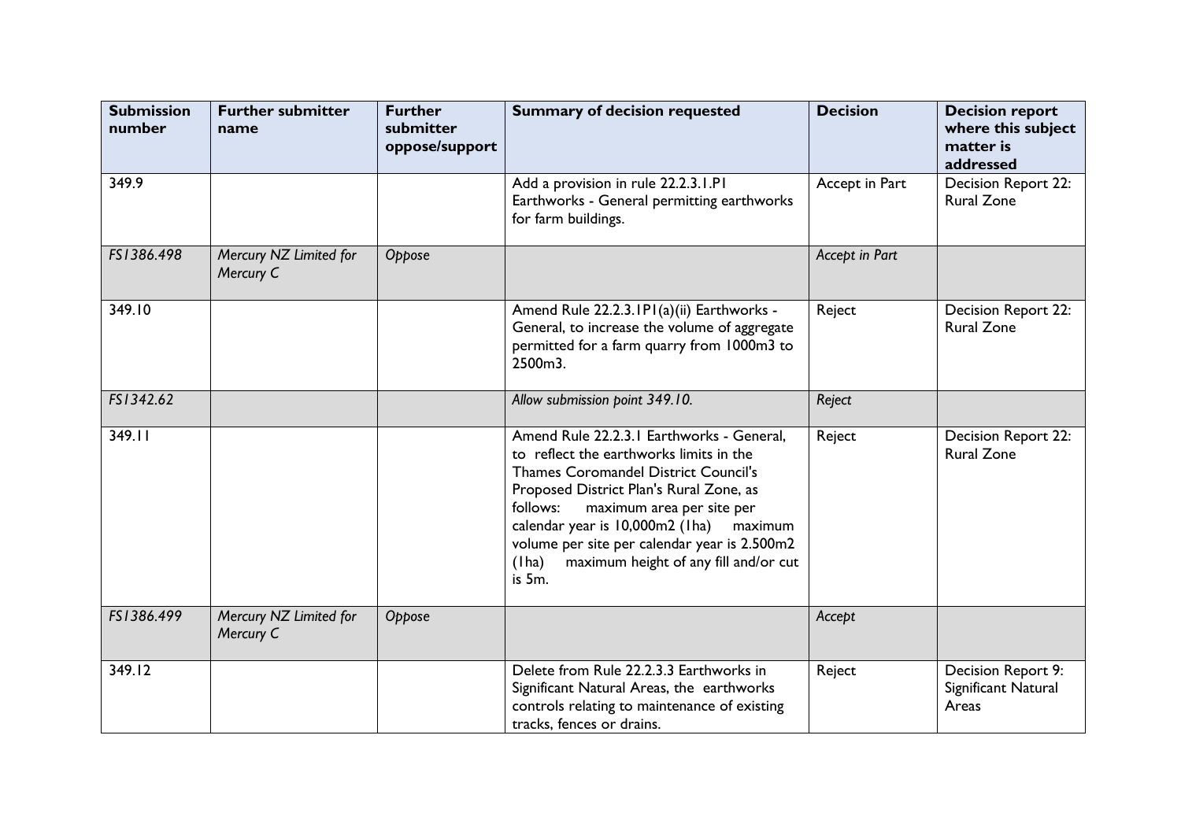| Submission number | Further submitter name | Further submitter oppose/support | Summary of decision requested | Decision | Decision report where this subject matter is addressed |
|---|---|---|---|---|---|
| 349.9 | | | Add a provision in rule 22.2.3.1.P1 Earthworks - General permitting earthworks for farm buildings. | Accept in Part | Decision Report 22: Rural Zone |
| *FS1386.498* | *Mercury NZ Limited for Mercury C* | *Oppose* | | *Accept in Part* | |
| 349.10 | | | Amend Rule 22.2.3.1P1(a)(ii) Earthworks - General, to increase the volume of aggregate permitted for a farm quarry from 1000m3 to 2500m3. | Reject | Decision Report 22: Rural Zone |
| *FS1342.62* | | | *Allow submission point 349.10.* | *Reject* | |
| 349.11 | | | Amend Rule 22.2.3.1 Earthworks - General, to reflect the earthworks limits in the Thames Coromandel District Council's Proposed District Plan's Rural Zone, as follows: maximum area per site per calendar year is 10,000m2 (1ha) maximum volume per site per calendar year is 2.500m2 (1ha) maximum height of any fill and/or cut is 5m. | Reject | Decision Report 22: Rural Zone |
| *FS1386.499* | *Mercury NZ Limited for Mercury C* | *Oppose* | | *Accept* | |
| 349.12 | | | Delete from Rule 22.2.3.3 Earthworks in Significant Natural Areas, the earthworks controls relating to maintenance of existing tracks, fences or drains. | Reject | Decision Report 9: Significant Natural Areas |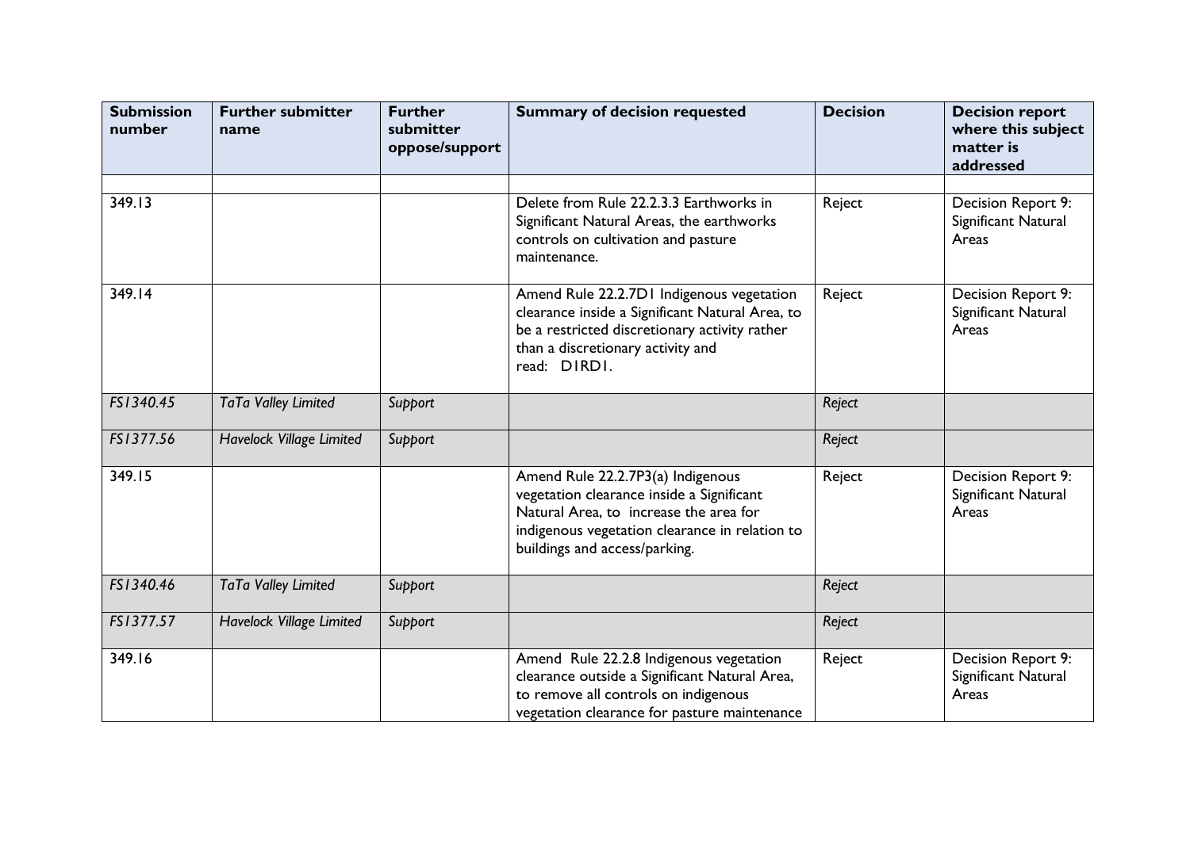| Submission number | Further submitter name | Further submitter oppose/support | Summary of decision requested | Decision | Decision report where this subject matter is addressed |
|---|---|---|---|---|---|
| | | | | | |
| 349.13 | | | Delete from Rule 22.2.3.3 Earthworks in Significant Natural Areas, the earthworks controls on cultivation and pasture maintenance. | Reject | Decision Report 9: Significant Natural Areas |
| 349.14 | | | Amend Rule 22.2.7D1 Indigenous vegetation clearance inside a Significant Natural Area, to be a restricted discretionary activity rather than a discretionary activity and read: D1RD1. | Reject | Decision Report 9: Significant Natural Areas |
| *FS1340.45* | *TaTa Valley Limited* | *Support* | | *Reject* | |
| *FS1377.56* | *Havelock Village Limited* | *Support* | | *Reject* | |
| 349.15 | | | Amend Rule 22.2.7P3(a) Indigenous vegetation clearance inside a Significant Natural Area, to increase the area for indigenous vegetation clearance in relation to buildings and access/parking. | Reject | Decision Report 9: Significant Natural Areas |
| *FS1340.46* | *TaTa Valley Limited* | *Support* | | *Reject* | |
| *FS1377.57* | *Havelock Village Limited* | *Support* | | *Reject* | |
| 349.16 | | | Amend Rule 22.2.8 Indigenous vegetation clearance outside a Significant Natural Area, to remove all controls on indigenous vegetation clearance for pasture maintenance | Reject | Decision Report 9: Significant Natural Areas |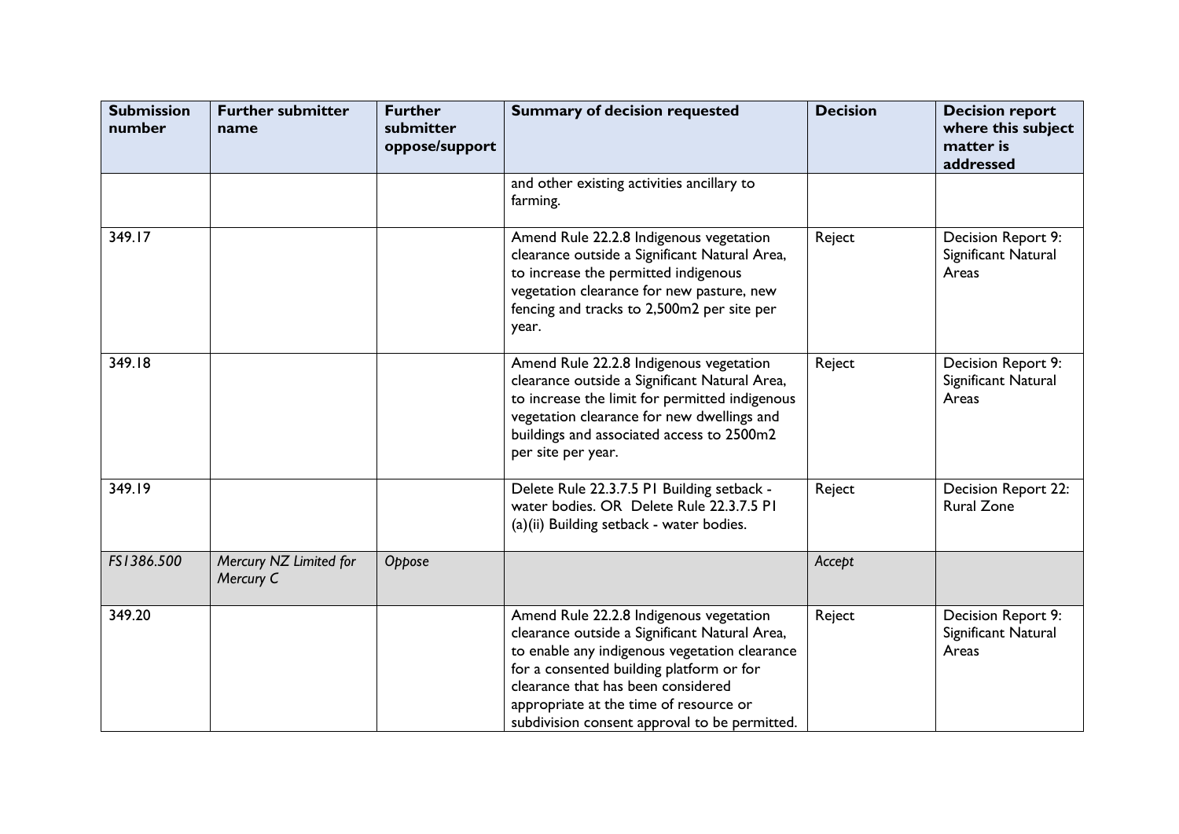| Submission number | Further submitter name | Further submitter oppose/support | Summary of decision requested | Decision | Decision report where this subject matter is addressed |
|---|---|---|---|---|---|
| | | | and other existing activities ancillary to farming. | | |
| 349.17 | | | Amend Rule 22.2.8 Indigenous vegetation clearance outside a Significant Natural Area, to increase the permitted indigenous vegetation clearance for new pasture, new fencing and tracks to 2,500m2 per site per year. | Reject | Decision Report 9: Significant Natural Areas |
| 349.18 | | | Amend Rule 22.2.8 Indigenous vegetation clearance outside a Significant Natural Area, to increase the limit for permitted indigenous vegetation clearance for new dwellings and buildings and associated access to 2500m2 per site per year. | Reject | Decision Report 9: Significant Natural Areas |
| 349.19 | | | Delete Rule 22.3.7.5 P1 Building setback - water bodies. OR Delete Rule 22.3.7.5 P1 (a)(ii) Building setback - water bodies. | Reject | Decision Report 22: Rural Zone |
| *FS1386.500* | *Mercury NZ Limited for Mercury C* | *Oppose* | | *Accept* | |
| 349.20 | | | Amend Rule 22.2.8 Indigenous vegetation clearance outside a Significant Natural Area, to enable any indigenous vegetation clearance for a consented building platform or for clearance that has been considered appropriate at the time of resource or subdivision consent approval to be permitted. | Reject | Decision Report 9: Significant Natural Areas |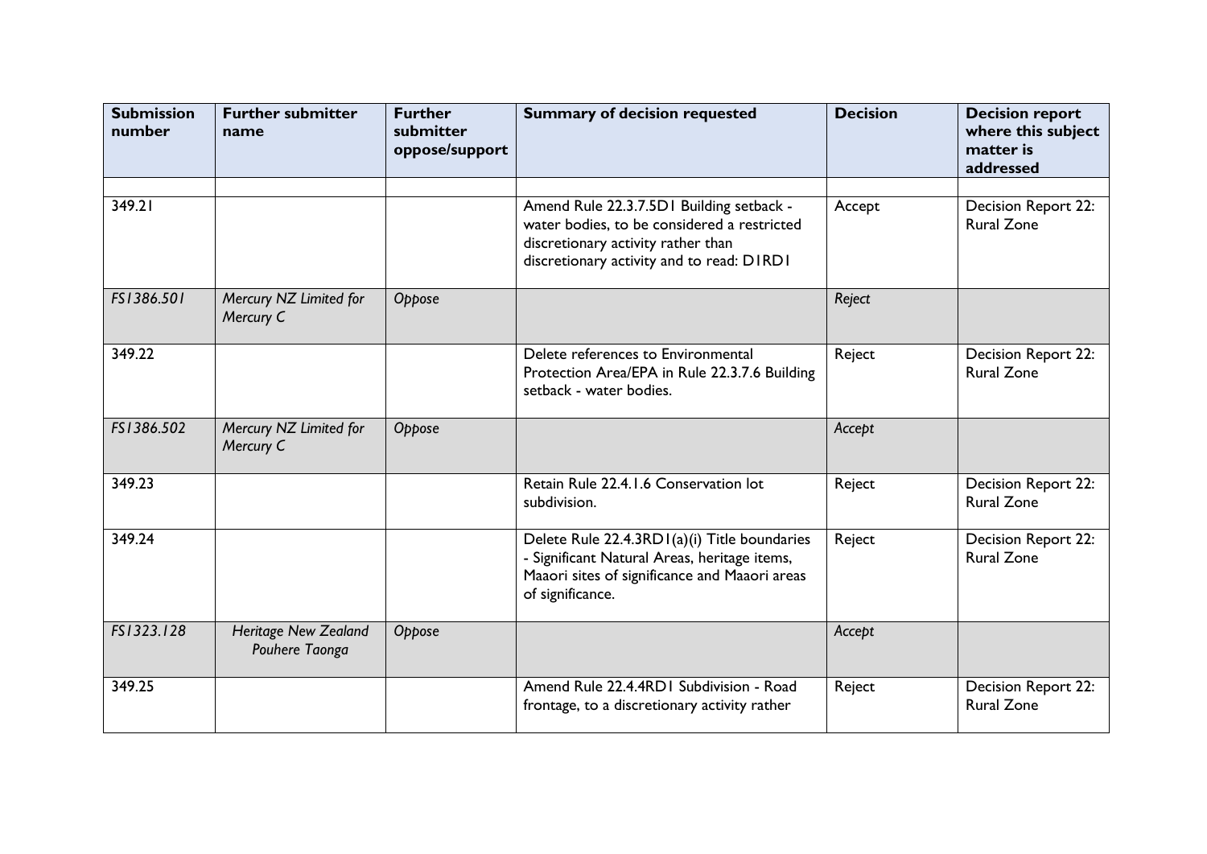| Submission number | Further submitter name | Further submitter oppose/support | Summary of decision requested | Decision | Decision report where this subject matter is addressed |
|---|---|---|---|---|---|
| | | | | | |
| 349.21 | | | Amend Rule 22.3.7.5D1 Building setback - water bodies, to be considered a restricted discretionary activity rather than discretionary activity and to read: D1RD1 | Accept | Decision Report 22: Rural Zone |
| *FS1386.501* | *Mercury NZ Limited for Mercury C* | *Oppose* | | *Reject* | |
| 349.22 | | | Delete references to Environmental Protection Area/EPA in Rule 22.3.7.6 Building setback - water bodies. | Reject | Decision Report 22: Rural Zone |
| *FS1386.502* | *Mercury NZ Limited for Mercury C* | *Oppose* | | *Accept* | |
| 349.23 | | | Retain Rule 22.4.1.6 Conservation lot subdivision. | Reject | Decision Report 22: Rural Zone |
| 349.24 | | | Delete Rule 22.4.3RD1(a)(i) Title boundaries - Significant Natural Areas, heritage items, Maaori sites of significance and Maaori areas of significance. | Reject | Decision Report 22: Rural Zone |
| *FS1323.128* | *Heritage New Zealand Pouhere Taonga* | *Oppose* | | *Accept* | |
| 349.25 | | | Amend Rule 22.4.4RD1 Subdivision - Road frontage, to a discretionary activity rather | Reject | Decision Report 22: Rural Zone |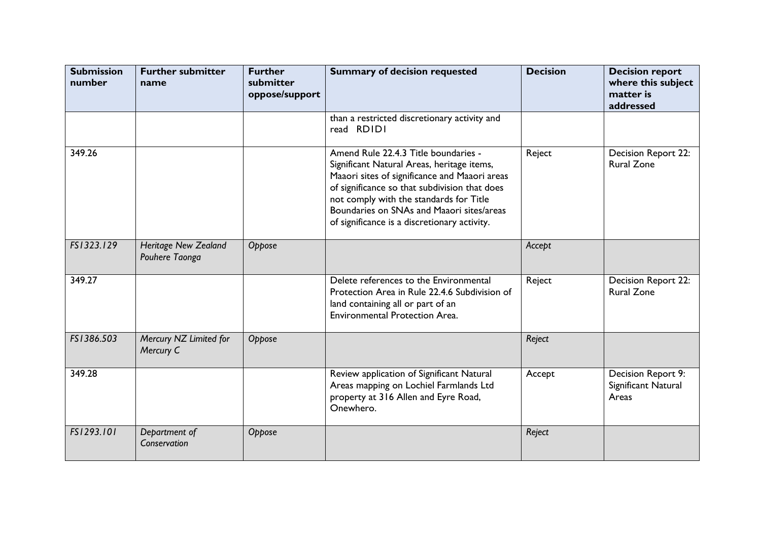| Submission number | Further submitter name | Further submitter oppose/support | Summary of decision requested | Decision | Decision report where this subject matter is addressed |
|---|---|---|---|---|---|
| | | | than a restricted discretionary activity and read RD1D1 | | |
| 349.26 | | | Amend Rule 22.4.3 Title boundaries - Significant Natural Areas, heritage items, Maaori sites of significance and Maaori areas of significance so that subdivision that does not comply with the standards for Title Boundaries on SNAs and Maaori sites/areas of significance is a discretionary activity. | Reject | Decision Report 22: Rural Zone |
| *FS1323.129* | *Heritage New Zealand Pouhere Taonga* | *Oppose* | | *Accept* | |
| 349.27 | | | Delete references to the Environmental Protection Area in Rule 22.4.6 Subdivision of land containing all or part of an Environmental Protection Area. | Reject | Decision Report 22: Rural Zone |
| *FS1386.503* | *Mercury NZ Limited for Mercury C* | *Oppose* | | *Reject* | |
| 349.28 | | | Review application of Significant Natural Areas mapping on Lochiel Farmlands Ltd property at 316 Allen and Eyre Road, Onewhero. | Accept | Decision Report 9: Significant Natural Areas |
| *FS1293.101* | *Department of Conservation* | *Oppose* | | *Reject* | |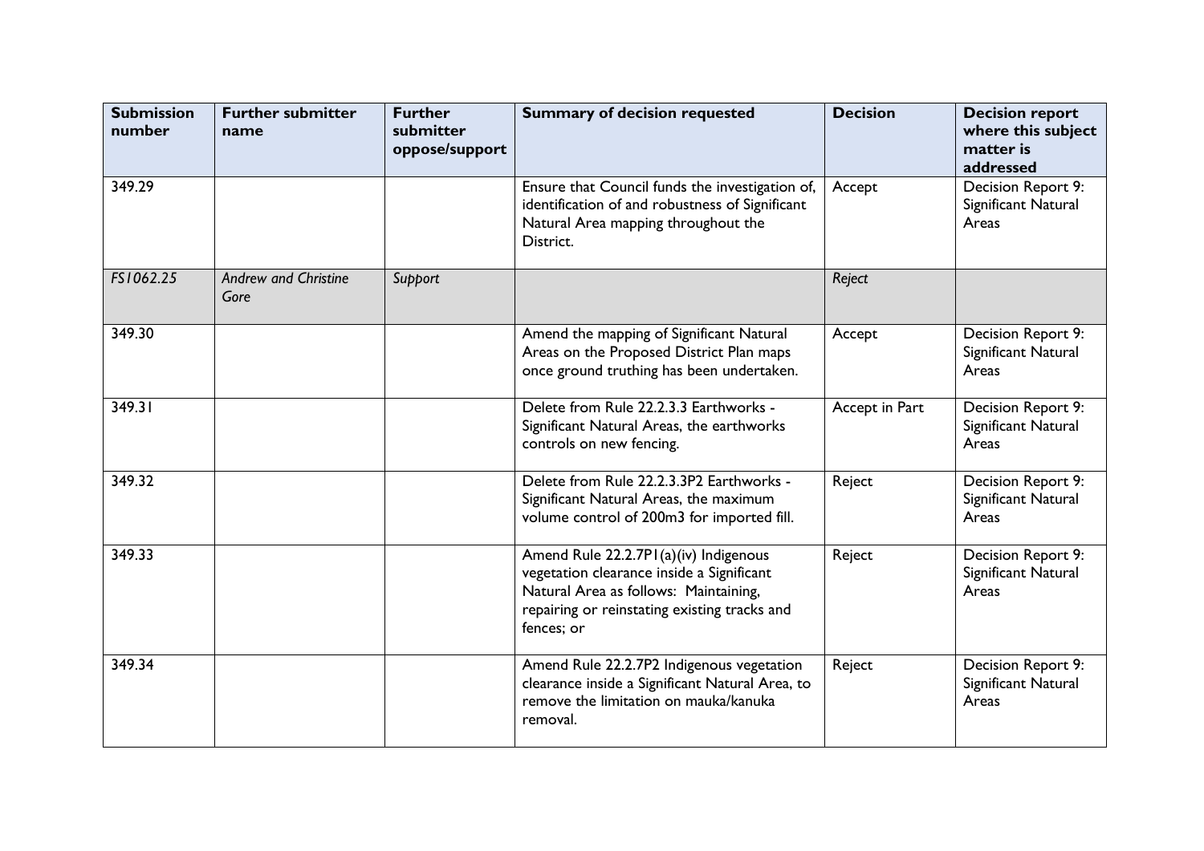| Submission number | Further submitter name | Further submitter oppose/support | Summary of decision requested | Decision | Decision report where this subject matter is addressed |
|---|---|---|---|---|---|
| 349.29 | | | Ensure that Council funds the investigation of, identification of and robustness of Significant Natural Area mapping throughout the District. | Accept | Decision Report 9: Significant Natural Areas |
| *FS1062.25* | *Andrew and Christine Gore* | *Support* | | *Reject* | |
| 349.30 | | | Amend the mapping of Significant Natural Areas on the Proposed District Plan maps once ground truthing has been undertaken. | Accept | Decision Report 9: Significant Natural Areas |
| 349.31 | | | Delete from Rule 22.2.3.3 Earthworks - Significant Natural Areas, the earthworks controls on new fencing. | Accept in Part | Decision Report 9: Significant Natural Areas |
| 349.32 | | | Delete from Rule 22.2.3.3P2 Earthworks - Significant Natural Areas, the maximum volume control of 200m3 for imported fill. | Reject | Decision Report 9: Significant Natural Areas |
| 349.33 | | | Amend Rule 22.2.7P1(a)(iv) Indigenous vegetation clearance inside a Significant Natural Area as follows: Maintaining, repairing or reinstating existing tracks and fences; or | Reject | Decision Report 9: Significant Natural Areas |
| 349.34 | | | Amend Rule 22.2.7P2 Indigenous vegetation clearance inside a Significant Natural Area, to remove the limitation on mauka/kanuka removal. | Reject | Decision Report 9: Significant Natural Areas |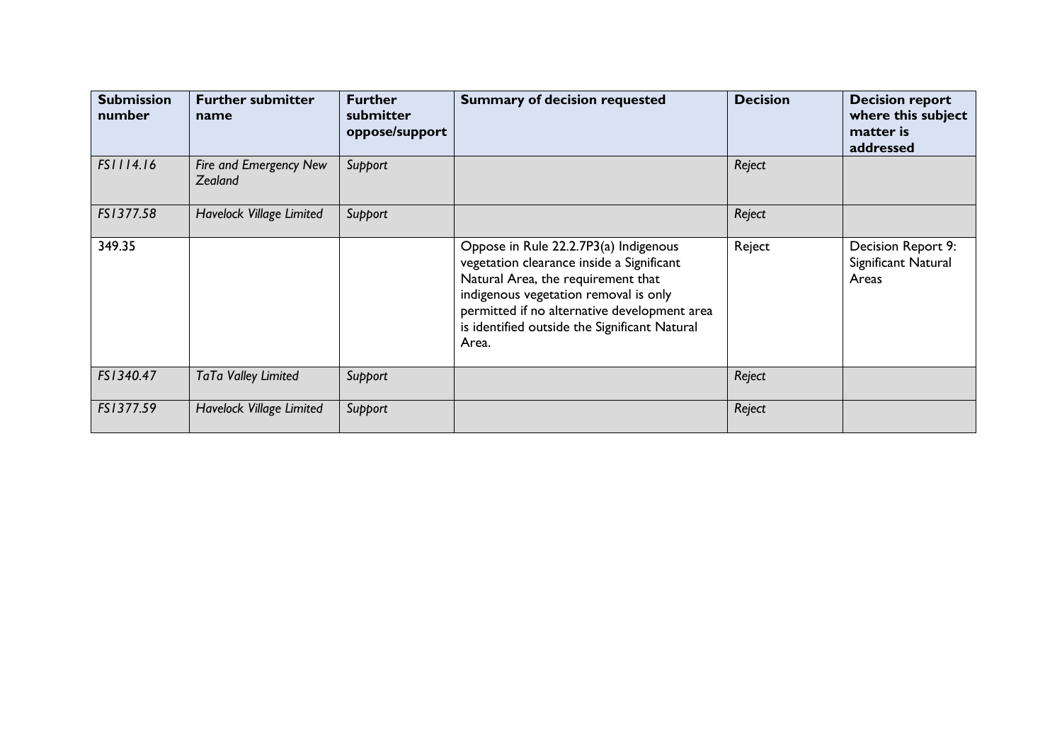| **Submission number** | **Further submitter name** | **Further submitter oppose/support** | **Summary of decision requested** | **Decision** | **Decision report where this subject matter is addressed** |
|---|---|---|---|---|---|
| *FS1114.16* | *Fire and Emergency New Zealand* | *Support* | | *Reject* | |
| *FS1377.58* | *Havelock Village Limited* | *Support* | | *Reject* | |
| 349.35 | | | Oppose in Rule 22.2.7P3(a) Indigenous vegetation clearance inside a Significant Natural Area, the requirement that indigenous vegetation removal is only permitted if no alternative development area is identified outside the Significant Natural Area. | Reject | Decision Report 9: Significant Natural Areas |
| *FS1340.47* | *TaTa Valley Limited* | *Support* | | *Reject* | |
| *FS1377.59* | *Havelock Village Limited* | *Support* | | *Reject* | |